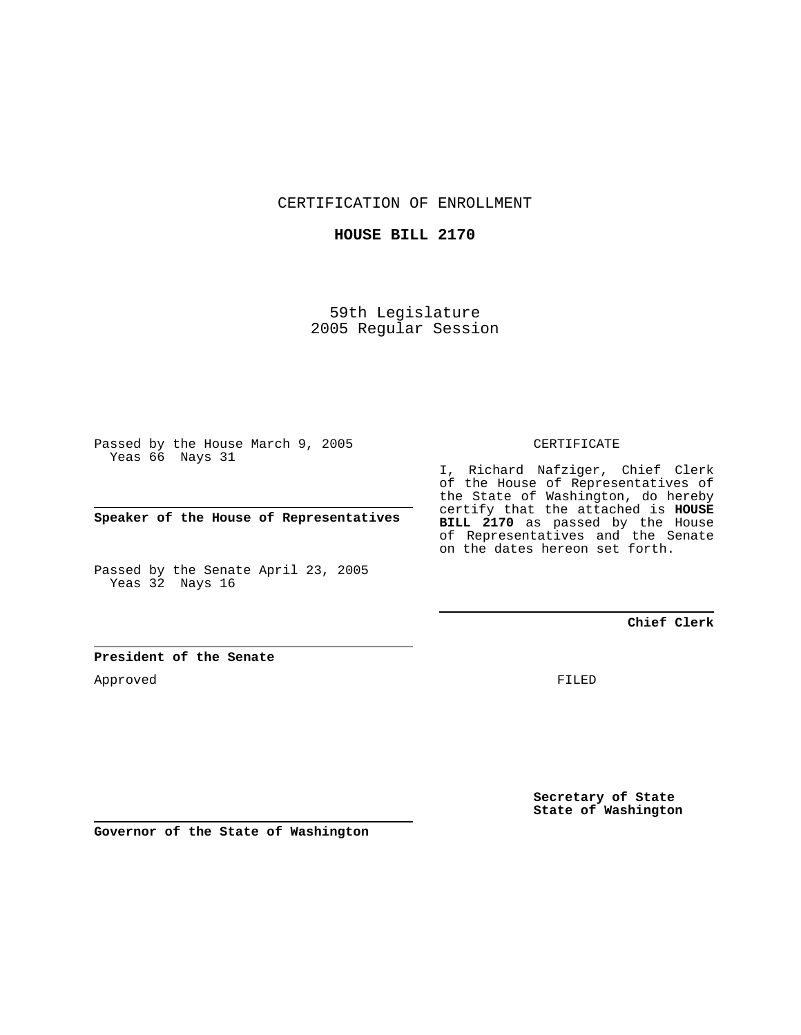CERTIFICATION OF ENROLLMENT

**HOUSE BILL 2170**

59th Legislature
2005 Regular Session

Passed by the House March 9, 2005
Yeas 66 Nays 31

**Speaker of the House of Representatives**

Passed by the Senate April 23, 2005
Yeas 32 Nays 16

**President of the Senate**

Approved

**Governor of the State of Washington**

CERTIFICATE

I, Richard Nafziger, Chief Clerk of the House of Representatives of the State of Washington, do hereby certify that the attached is **HOUSE BILL 2170** as passed by the House of Representatives and the Senate on the dates hereon set forth.

**Chief Clerk**

FILED

**Secretary of State**
**State of Washington**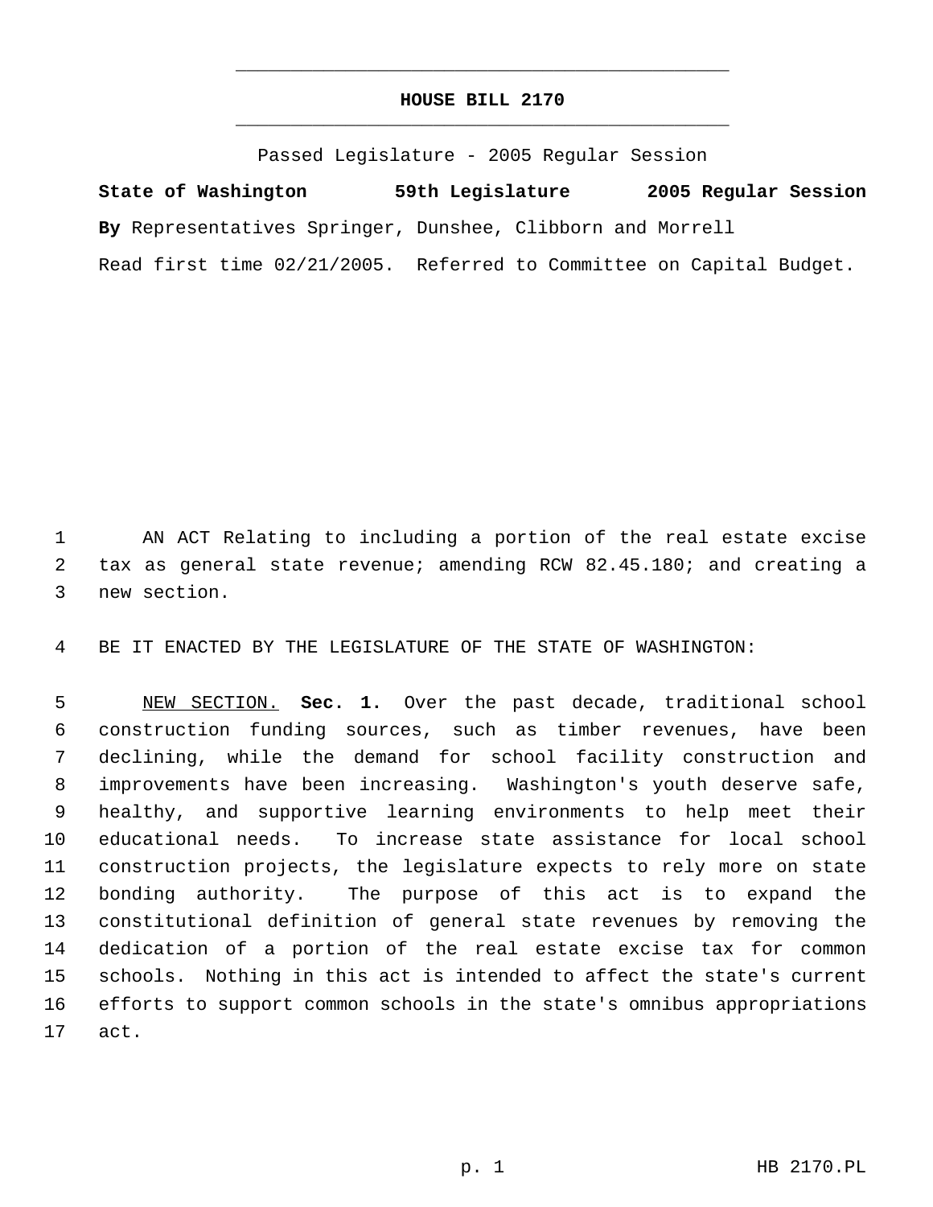# HOUSE BILL 2170

Passed Legislature - 2005 Regular Session

**State of Washington 59th Legislature 2005 Regular Session**

**By** Representatives Springer, Dunshee, Clibborn and Morrell

Read first time 02/21/2005. Referred to Committee on Capital Budget.

AN ACT Relating to including a portion of the real estate excise tax as general state revenue; amending RCW 82.45.180; and creating a new section.

BE IT ENACTED BY THE LEGISLATURE OF THE STATE OF WASHINGTON:

NEW SECTION. **Sec. 1.** Over the past decade, traditional school construction funding sources, such as timber revenues, have been declining, while the demand for school facility construction and improvements have been increasing. Washington's youth deserve safe, healthy, and supportive learning environments to help meet their educational needs. To increase state assistance for local school construction projects, the legislature expects to rely more on state bonding authority. The purpose of this act is to expand the constitutional definition of general state revenues by removing the dedication of a portion of the real estate excise tax for common schools. Nothing in this act is intended to affect the state's current efforts to support common schools in the state's omnibus appropriations act.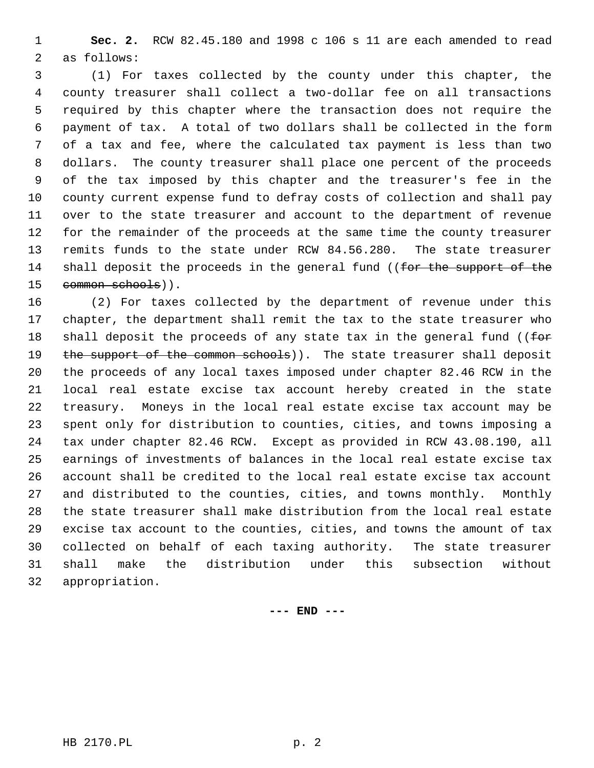**Sec. 2.** RCW 82.45.180 and 1998 c 106 s 11 are each amended to read as follows:

(1) For taxes collected by the county under this chapter, the county treasurer shall collect a two-dollar fee on all transactions required by this chapter where the transaction does not require the payment of tax. A total of two dollars shall be collected in the form of a tax and fee, where the calculated tax payment is less than two dollars. The county treasurer shall place one percent of the proceeds of the tax imposed by this chapter and the treasurer's fee in the county current expense fund to defray costs of collection and shall pay over to the state treasurer and account to the department of revenue for the remainder of the proceeds at the same time the county treasurer remits funds to the state under RCW 84.56.280. The state treasurer shall deposit the proceeds in the general fund ((~~for the support of the common schools~~)).

(2) For taxes collected by the department of revenue under this chapter, the department shall remit the tax to the state treasurer who shall deposit the proceeds of any state tax in the general fund ((~~for the support of the common schools~~)). The state treasurer shall deposit the proceeds of any local taxes imposed under chapter 82.46 RCW in the local real estate excise tax account hereby created in the state treasury. Moneys in the local real estate excise tax account may be spent only for distribution to counties, cities, and towns imposing a tax under chapter 82.46 RCW. Except as provided in RCW 43.08.190, all earnings of investments of balances in the local real estate excise tax account shall be credited to the local real estate excise tax account and distributed to the counties, cities, and towns monthly. Monthly the state treasurer shall make distribution from the local real estate excise tax account to the counties, cities, and towns the amount of tax collected on behalf of each taxing authority. The state treasurer shall make the distribution under this subsection without appropriation.

**--- END ---**